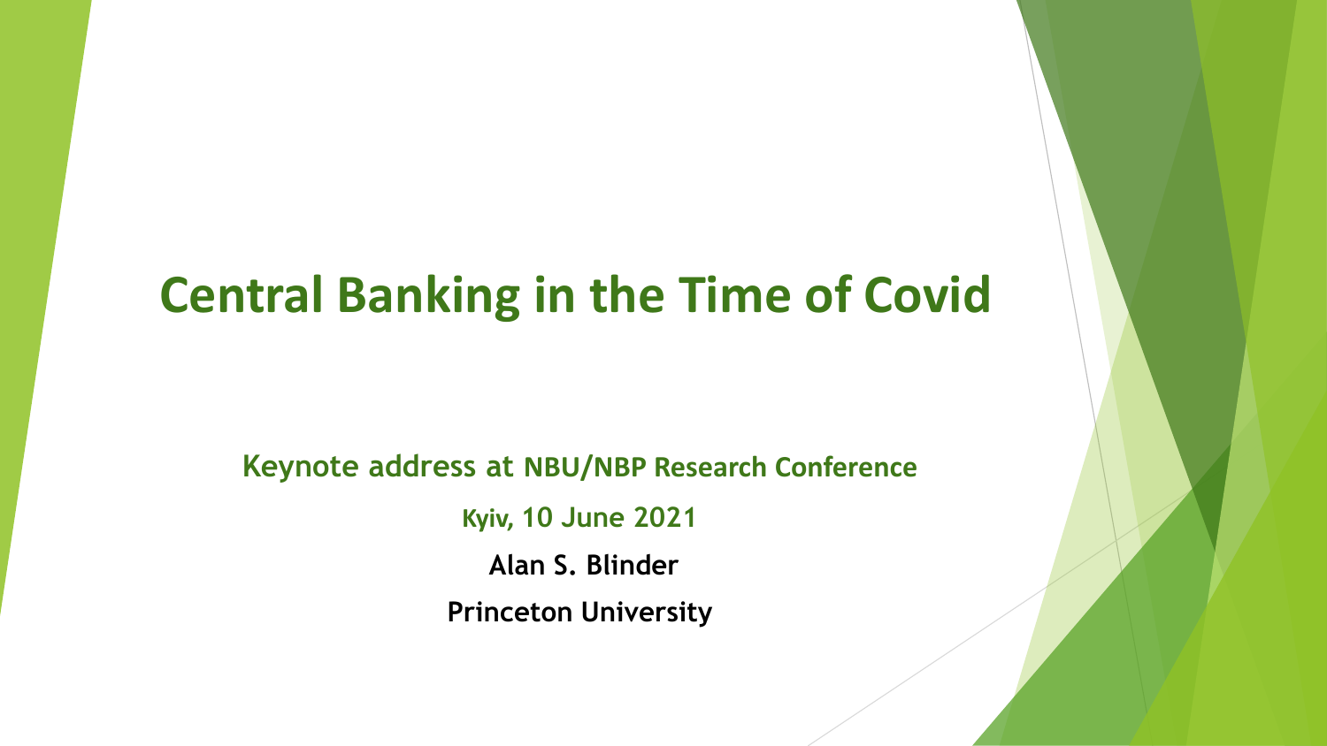# Central Banking in the Time of Covid

**Keynote address at NBU/NBP Research Conference**

**Kyiv, 10 June 2021**

**Alan S. Blinder**

**Princeton University**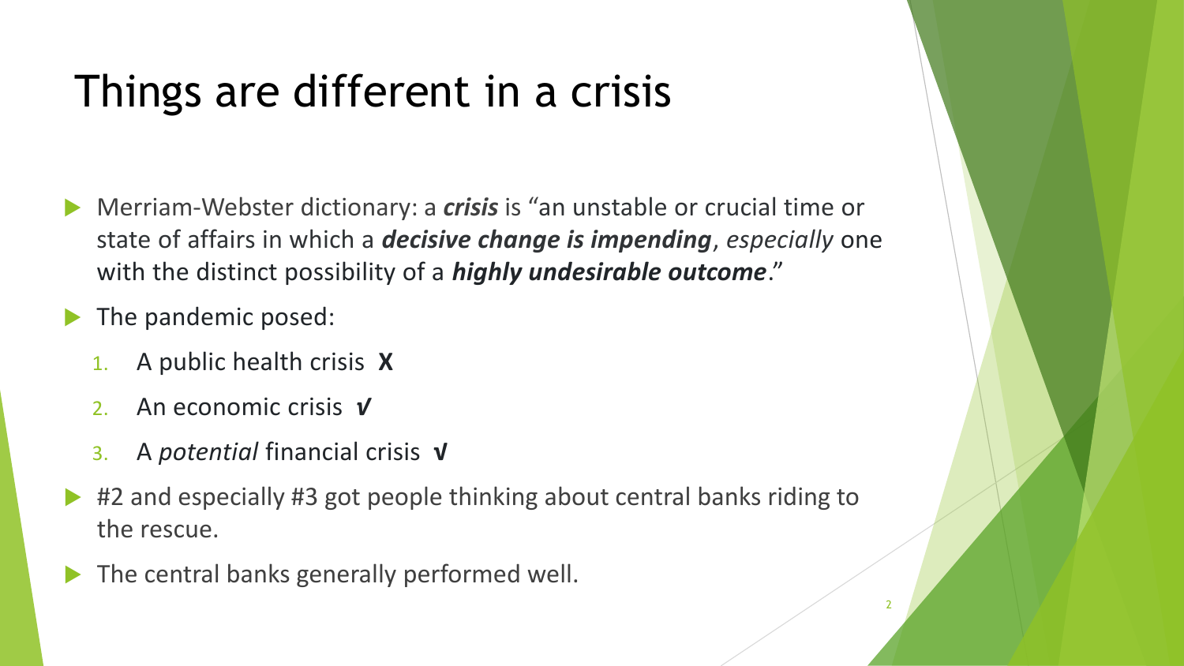# Things are different in a crisis

- Merriam-Webster dictionary: a ***crisis*** is "an unstable or crucial time or state of affairs in which a ***decisive change is impending***, *especially* one with the distinct possibility of a ***highly undesirable outcome***."
- The pandemic posed:
  1. A public health crisis **X**
  2. An economic crisis ***√***
  3. A *potential* financial crisis **√**
- #2 and especially #3 got people thinking about central banks riding to the rescue.
- The central banks generally performed well.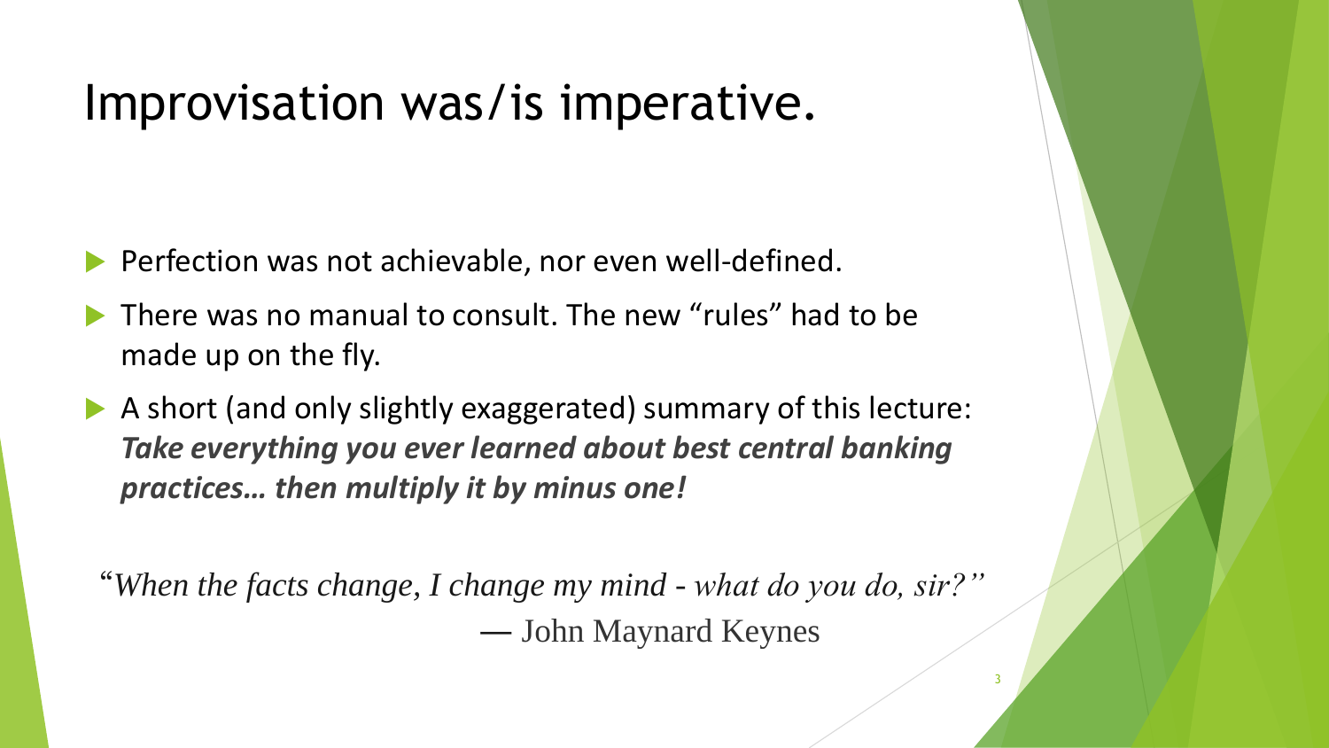# Improvisation was/is imperative.

- Perfection was not achievable, nor even well-defined.
- There was no manual to consult. The new “rules” had to be made up on the fly.
- A short (and only slightly exaggerated) summary of this lecture: ***Take everything you ever learned about best central banking practices… then multiply it by minus one!***

“*When the facts change, I change my mind - what do you do, sir?”*
— John Maynard Keynes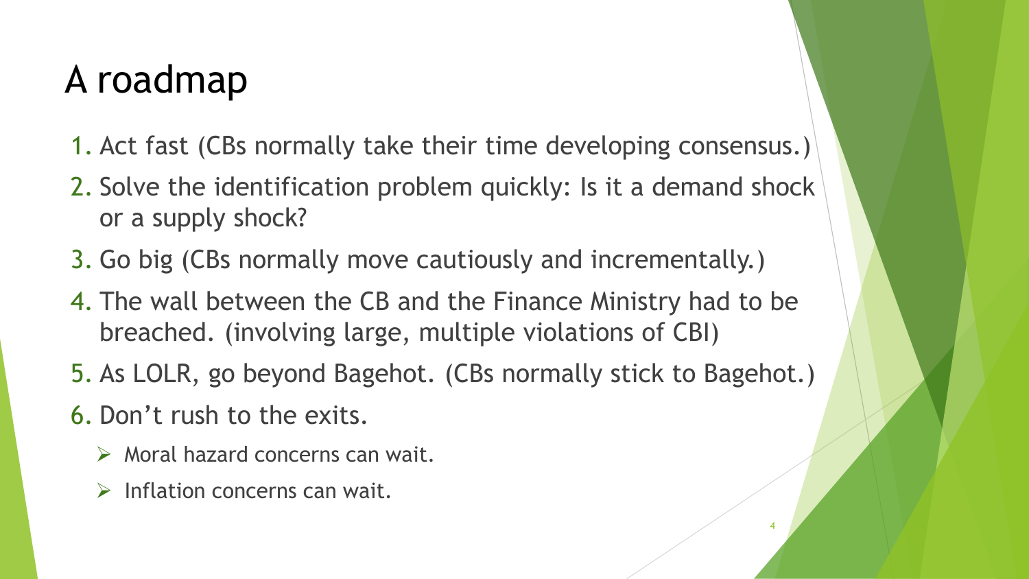# A roadmap

1. Act fast (CBs normally take their time developing consensus.)
2. Solve the identification problem quickly: Is it a demand shock or a supply shock?
3. Go big (CBs normally move cautiously and incrementally.)
4. The wall between the CB and the Finance Ministry had to be breached. (involving large, multiple violations of CBI)
5. As LOLR, go beyond Bagehot. (CBs normally stick to Bagehot.)
6. Don't rush to the exits.
   - Moral hazard concerns can wait.
   - Inflation concerns can wait.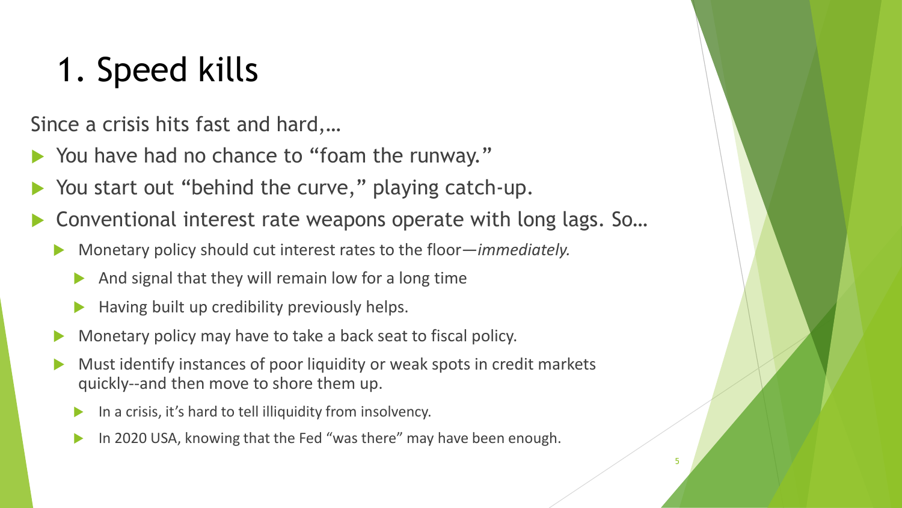# 1. Speed kills

Since a crisis hits fast and hard,…

- You have had no chance to "foam the runway."
- You start out "behind the curve," playing catch-up.
- Conventional interest rate weapons operate with long lags. So…
  - Monetary policy should cut interest rates to the floor—*immediately.*
    - And signal that they will remain low for a long time
    - Having built up credibility previously helps.
  - Monetary policy may have to take a back seat to fiscal policy.
  - Must identify instances of poor liquidity or weak spots in credit markets quickly--and then move to shore them up.
    - In a crisis, it's hard to tell illiquidity from insolvency.
    - In 2020 USA, knowing that the Fed "was there" may have been enough.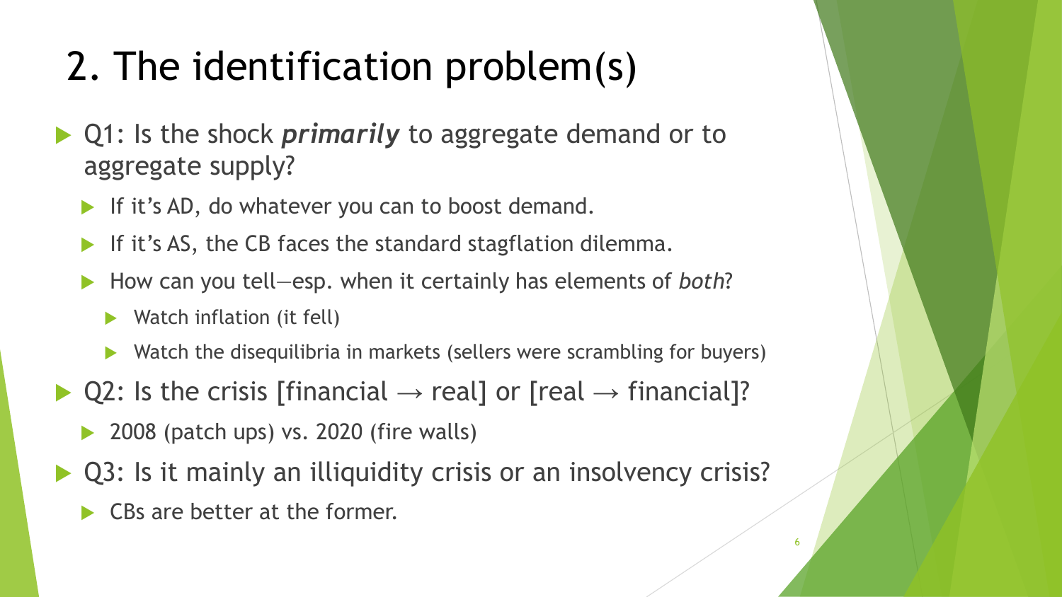# 2. The identification problem(s)

- Q1: Is the shock ***primarily*** to aggregate demand or to aggregate supply?
  - If it's AD, do whatever you can to boost demand.
  - If it's AS, the CB faces the standard stagflation dilemma.
  - How can you tell—esp. when it certainly has elements of *both*?
    - Watch inflation (it fell)
    - Watch the disequilibria in markets (sellers were scrambling for buyers)
- Q2: Is the crisis [financial → real] or [real → financial]?
  - 2008 (patch ups) vs. 2020 (fire walls)
- Q3: Is it mainly an illiquidity crisis or an insolvency crisis?
  - CBs are better at the former.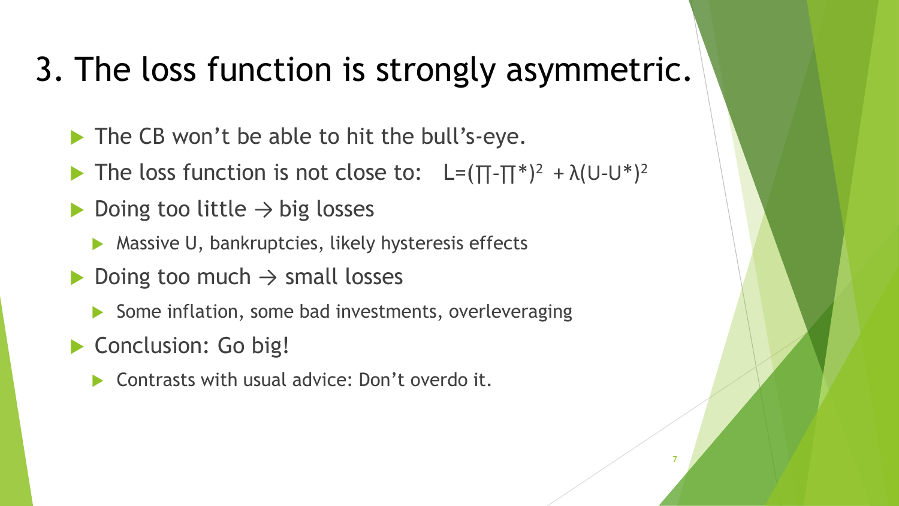# 3. The loss function is strongly asymmetric.

- The CB won't be able to hit the bull's-eye.
- The loss function is not close to: $L=(\Pi-\Pi^*)^2 + \lambda(U-U^*)^2$
- Doing too little → big losses
  - Massive U, bankruptcies, likely hysteresis effects
- Doing too much → small losses
  - Some inflation, some bad investments, overleveraging
- Conclusion: Go big!
  - Contrasts with usual advice: Don't overdo it.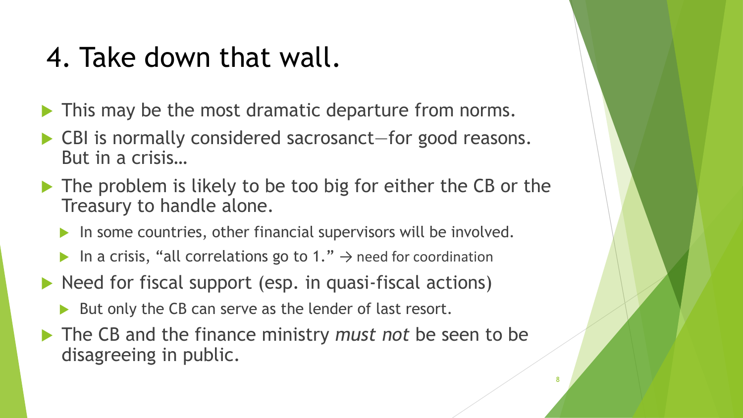# 4. Take down that wall.

- This may be the most dramatic departure from norms.
- CBI is normally considered sacrosanct—for good reasons. But in a crisis…
- The problem is likely to be too big for either the CB or the Treasury to handle alone.
  - In some countries, other financial supervisors will be involved.
  - In a crisis, "all correlations go to 1." → need for coordination
- Need for fiscal support (esp. in quasi-fiscal actions)
  - But only the CB can serve as the lender of last resort.
- The CB and the finance ministry *must not* be seen to be disagreeing in public.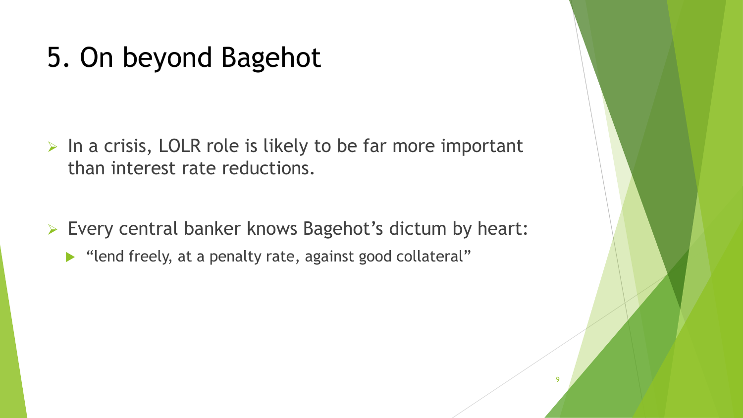# 5. On beyond Bagehot

- In a crisis, LOLR role is likely to be far more important than interest rate reductions.
- Every central banker knows Bagehot's dictum by heart:
  - "lend freely, at a penalty rate, against good collateral"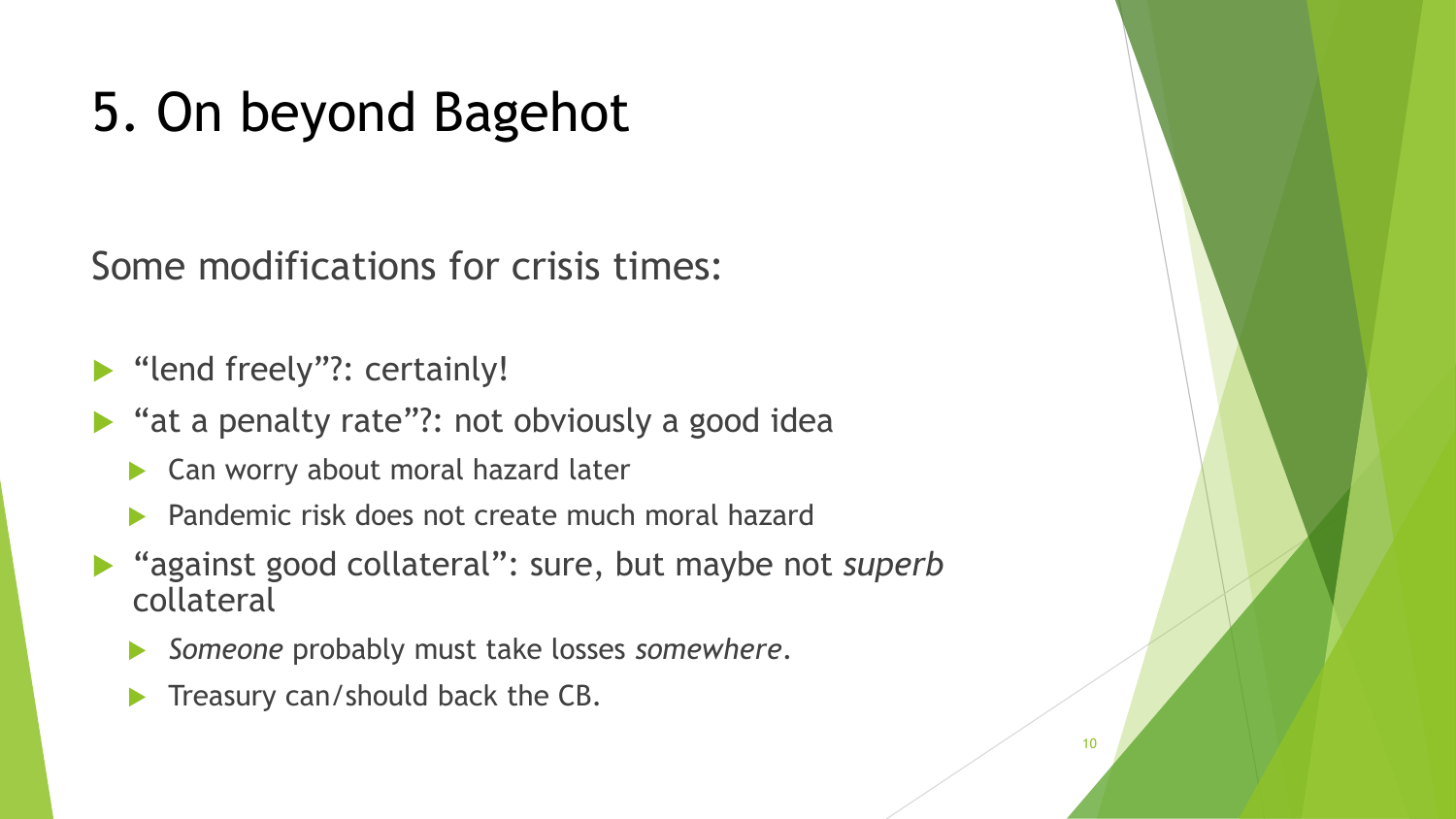# 5. On beyond Bagehot

Some modifications for crisis times:

- "lend freely"?: certainly!
- "at a penalty rate"?: not obviously a good idea
  - Can worry about moral hazard later
  - Pandemic risk does not create much moral hazard
- "against good collateral": sure, but maybe not *superb* collateral
  - *Someone* probably must take losses *somewhere*.
  - Treasury can/should back the CB.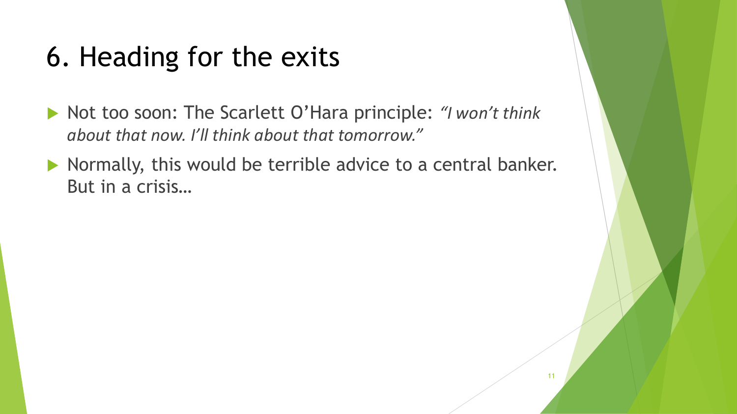# 6. Heading for the exits

- Not too soon: The Scarlett O'Hara principle: *"I won't think about that now. I'll think about that tomorrow."*
- Normally, this would be terrible advice to a central banker. But in a crisis…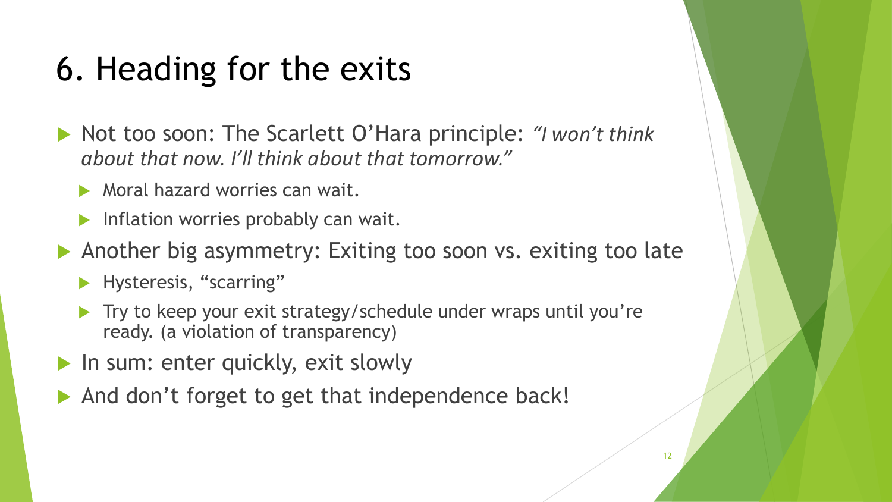# 6. Heading for the exits

- Not too soon: The Scarlett O'Hara principle: *"I won't think about that now. I'll think about that tomorrow."*
  - Moral hazard worries can wait.
  - Inflation worries probably can wait.
- Another big asymmetry: Exiting too soon vs. exiting too late
  - Hysteresis, "scarring"
  - Try to keep your exit strategy/schedule under wraps until you're ready. (a violation of transparency)
- In sum: enter quickly, exit slowly
- And don't forget to get that independence back!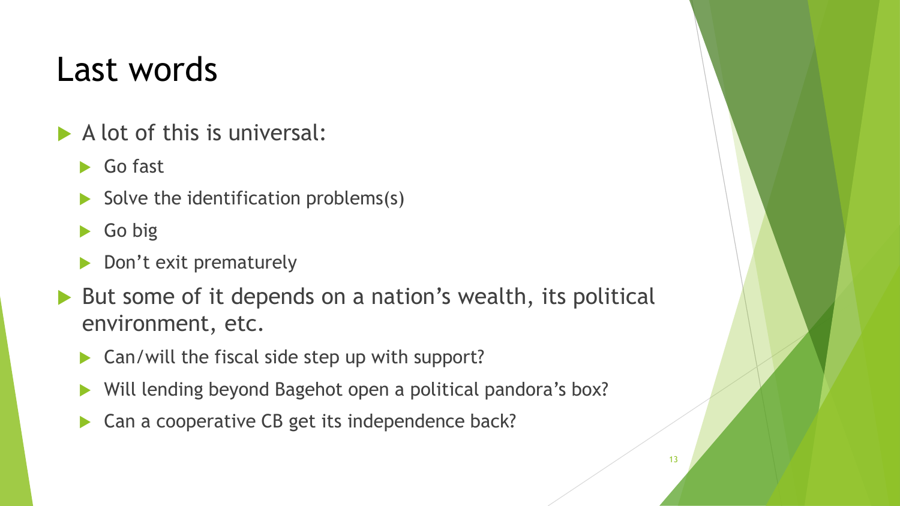# Last words

- A lot of this is universal:
  - Go fast
  - Solve the identification problems(s)
  - Go big
  - Don't exit prematurely
- But some of it depends on a nation's wealth, its political environment, etc.
  - Can/will the fiscal side step up with support?
  - Will lending beyond Bagehot open a political pandora's box?
  - Can a cooperative CB get its independence back?